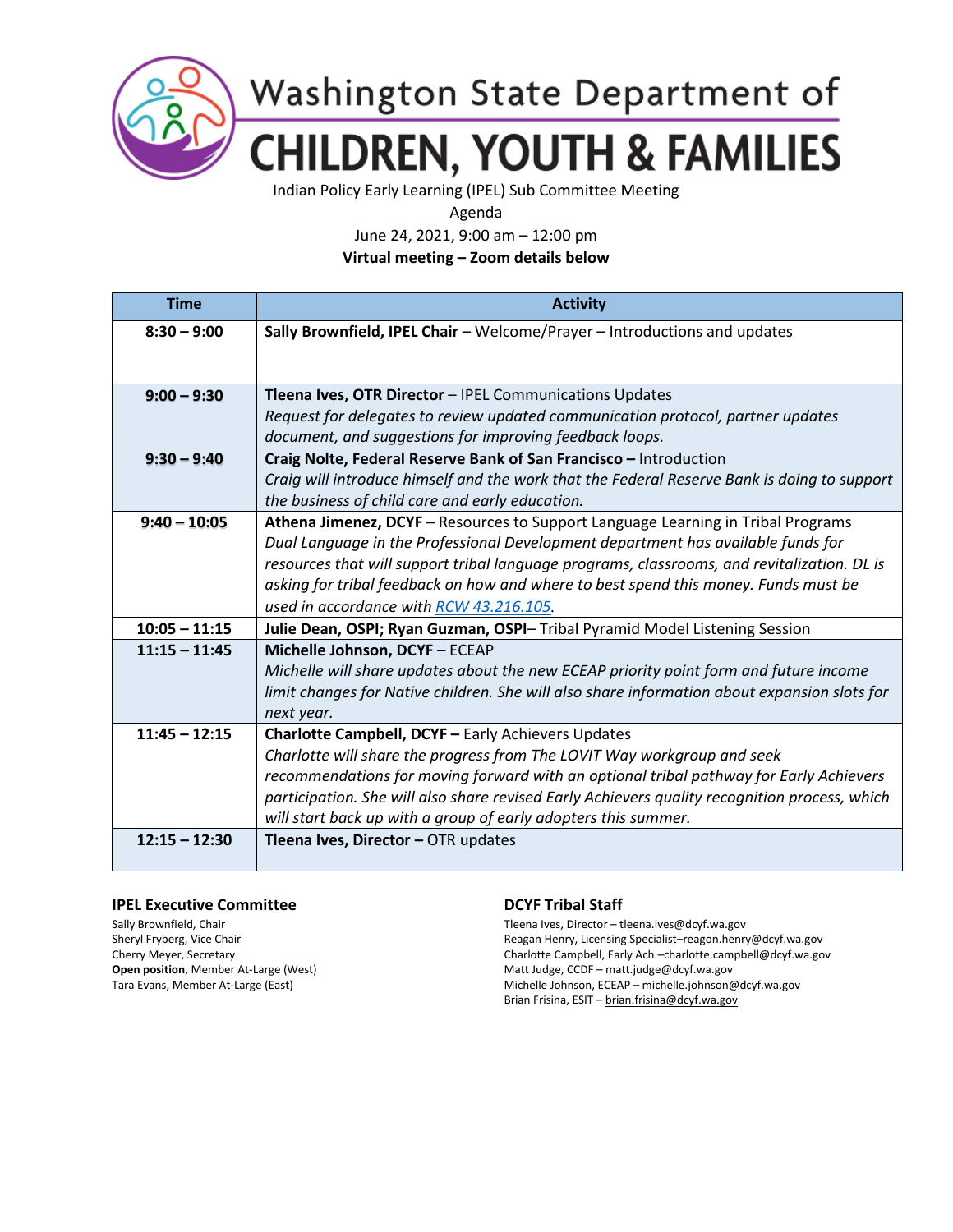# Washington State Department of CHILDREN, YOUTH & FAMILIES

Indian Policy Early Learning (IPEL) Sub Committee Meeting

Agenda

June 24, 2021, 9:00 am – 12:00 pm

**Virtual meeting – Zoom details below**

| Time | Activity |
|---|---|
| **8:30 – 9:00** | **Sally Brownfield, IPEL Chair** – Welcome/Prayer – Introductions and updates |
| **9:00 – 9:30** | **Tleena Ives, OTR Director** – IPEL Communications Updates<br>*Request for delegates to review updated communication protocol, partner updates document, and suggestions for improving feedback loops.* |
| **9:30 – 9:40** | **Craig Nolte, Federal Reserve Bank of San Francisco –** Introduction<br>*Craig will introduce himself and the work that the Federal Reserve Bank is doing to support the business of child care and early education.* |
| **9:40 – 10:05** | **Athena Jimenez, DCYF –** Resources to Support Language Learning in Tribal Programs<br>*Dual Language in the Professional Development department has available funds for resources that will support tribal language programs, classrooms, and revitalization. DL is asking for tribal feedback on how and where to best spend this money. Funds must be used in accordance with RCW 43.216.105.* |
| **10:05 – 11:15** | **Julie Dean, OSPI; Ryan Guzman, OSPI**– Tribal Pyramid Model Listening Session |
| **11:15 – 11:45** | **Michelle Johnson, DCYF** – ECEAP<br>*Michelle will share updates about the new ECEAP priority point form and future income limit changes for Native children. She will also share information about expansion slots for next year.* |
| **11:45 – 12:15** | **Charlotte Campbell, DCYF –** Early Achievers Updates<br>*Charlotte will share the progress from The LOVIT Way workgroup and seek recommendations for moving forward with an optional tribal pathway for Early Achievers participation. She will also share revised Early Achievers quality recognition process, which will start back up with a group of early adopters this summer.* |
| **12:15 – 12:30** | **Tleena Ives, Director –** OTR updates |

**IPEL Executive Committee**

Sally Brownfield, Chair
Sheryl Fryberg, Vice Chair
Cherry Meyer, Secretary
**Open position**, Member At-Large (West)
Tara Evans, Member At-Large (East)

**DCYF Tribal Staff**

Tleena Ives, Director – tleena.ives@dcyf.wa.gov
Reagan Henry, Licensing Specialist–reagon.henry@dcyf.wa.gov
Charlotte Campbell, Early Ach.–charlotte.campbell@dcyf.wa.gov
Matt Judge, CCDF – matt.judge@dcyf.wa.gov
Michelle Johnson, ECEAP – michelle.johnson@dcyf.wa.gov
Brian Frisina, ESIT – brian.frisina@dcyf.wa.gov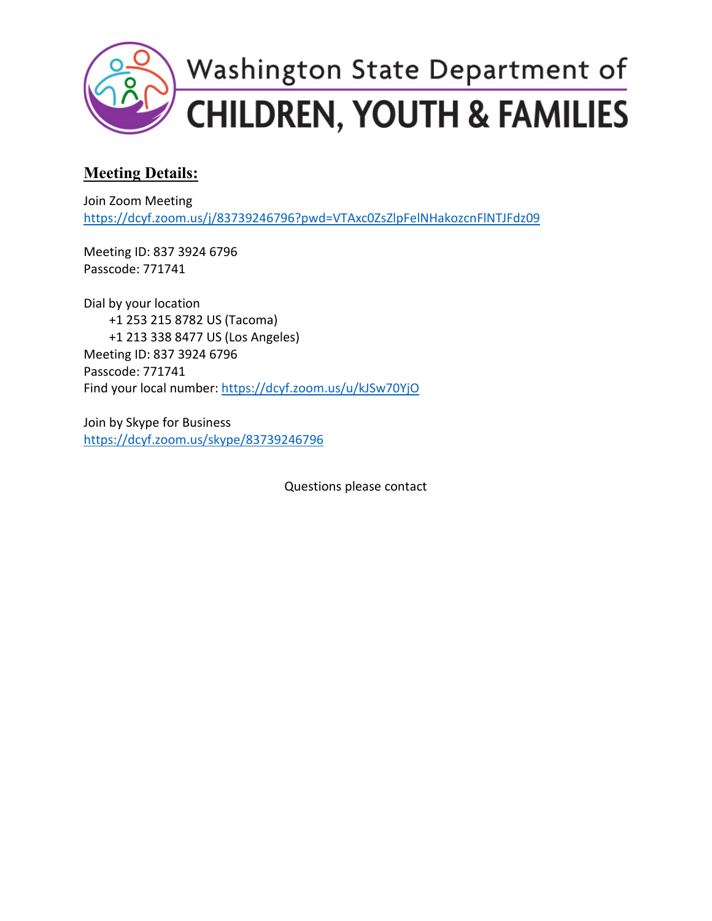Washington State Department of

CHILDREN, YOUTH & FAMILIES

## Meeting Details:

Join Zoom Meeting
https://dcyf.zoom.us/j/83739246796?pwd=VTAxc0ZsZlpFelNHakozcnFlNTJFdz09

Meeting ID: 837 3924 6796
Passcode: 771741

Dial by your location
+1 253 215 8782 US (Tacoma)
+1 213 338 8477 US (Los Angeles)
Meeting ID: 837 3924 6796
Passcode: 771741
Find your local number: https://dcyf.zoom.us/u/kJSw70YjO

Join by Skype for Business
https://dcyf.zoom.us/skype/83739246796

Questions please contact